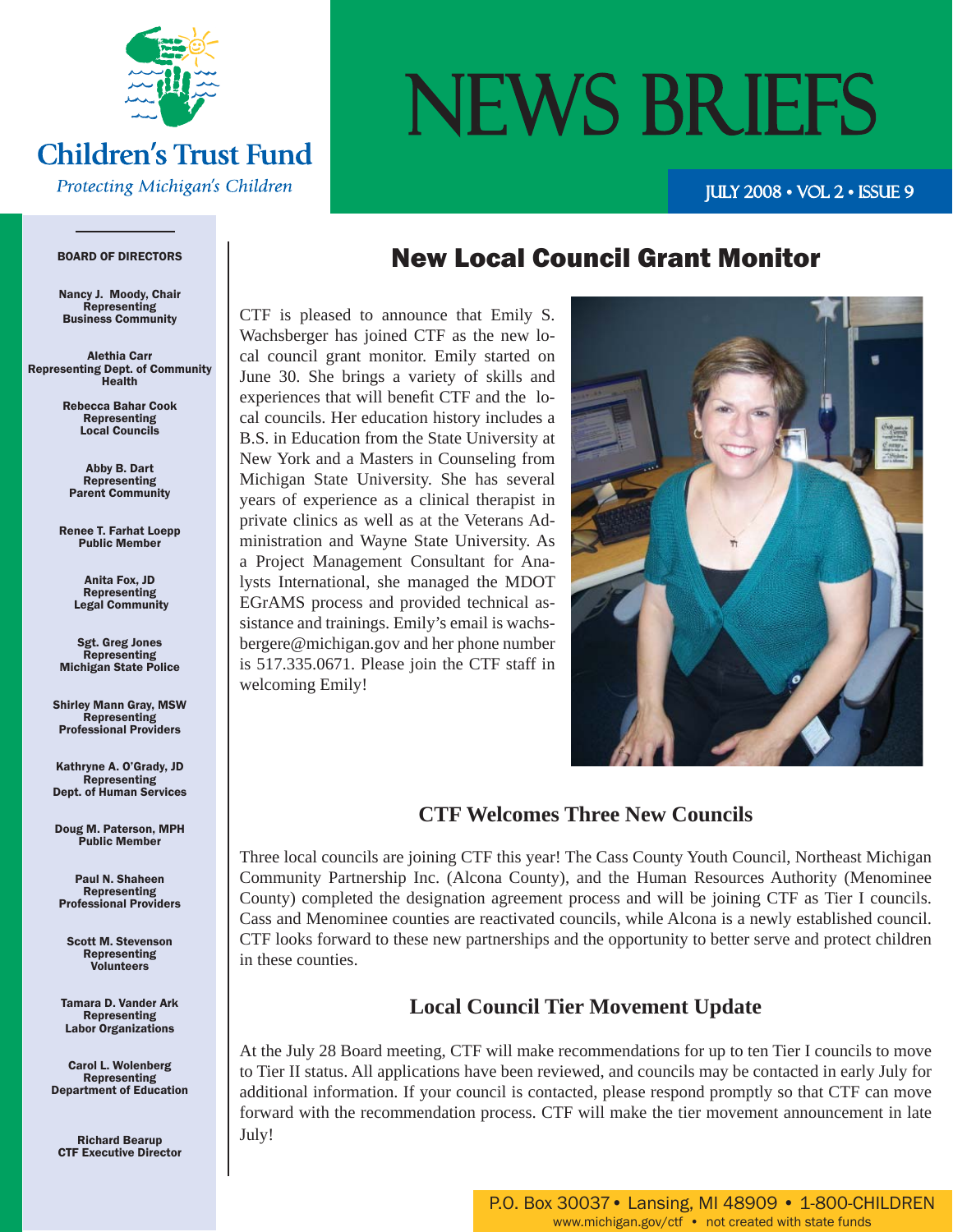# Children's Trust Fund

*Protecting Michigan's Children*

# NEWS BRIEFS

JULY 2008 • VOL 2 • ISSUE 9

**BOARD OF DIRECTORS**

**Nancy J. Moody, Chair**
Representing
Business Community

**Alethia Carr**
Representing Dept. of Community Health

**Rebecca Bahar Cook**
Representing
Local Councils

**Abby B. Dart**
Representing
Parent Community

**Renee T. Farhat Loepp**
Public Member

**Anita Fox, JD**
Representing
Legal Community

**Sgt. Greg Jones**
Representing
Michigan State Police

**Shirley Mann Gray, MSW**
Representing
Professional Providers

**Kathryne A. O'Grady, JD**
Representing
Dept. of Human Services

**Doug M. Paterson, MPH**
Public Member

**Paul N. Shaheen**
Representing
Professional Providers

**Scott M. Stevenson**
Representing
Volunteers

**Tamara D. Vander Ark**
Representing
Labor Organizations

**Carol L. Wolenberg**
Representing
Department of Education

**Richard Bearup**
CTF Executive Director

## New Local Council Grant Monitor

CTF is pleased to announce that Emily S. Wachsberger has joined CTF as the new local council grant monitor. Emily started on June 30. She brings a variety of skills and experiences that will benefit CTF and the local councils. Her education history includes a B.S. in Education from the State University at New York and a Masters in Counseling from Michigan State University. She has several years of experience as a clinical therapist in private clinics as well as at the Veterans Administration and Wayne State University. As a Project Management Consultant for Analysts International, she managed the MDOT EGrAMS process and provided technical assistance and trainings. Emily's email is wachsbergere@michigan.gov and her phone number is 517.335.0671. Please join the CTF staff in welcoming Emily!

### CTF Welcomes Three New Councils

Three local councils are joining CTF this year! The Cass County Youth Council, Northeast Michigan Community Partnership Inc. (Alcona County), and the Human Resources Authority (Menominee County) completed the designation agreement process and will be joining CTF as Tier I councils. Cass and Menominee counties are reactivated councils, while Alcona is a newly established council. CTF looks forward to these new partnerships and the opportunity to better serve and protect children in these counties.

### Local Council Tier Movement Update

At the July 28 Board meeting, CTF will make recommendations for up to ten Tier I councils to move to Tier II status. All applications have been reviewed, and councils may be contacted in early July for additional information. If your council is contacted, please respond promptly so that CTF can move forward with the recommendation process. CTF will make the tier movement announcement in late July!

P.O. Box 30037 • Lansing, MI 48909 • 1-800-CHILDREN
www.michigan.gov/ctf • not created with state funds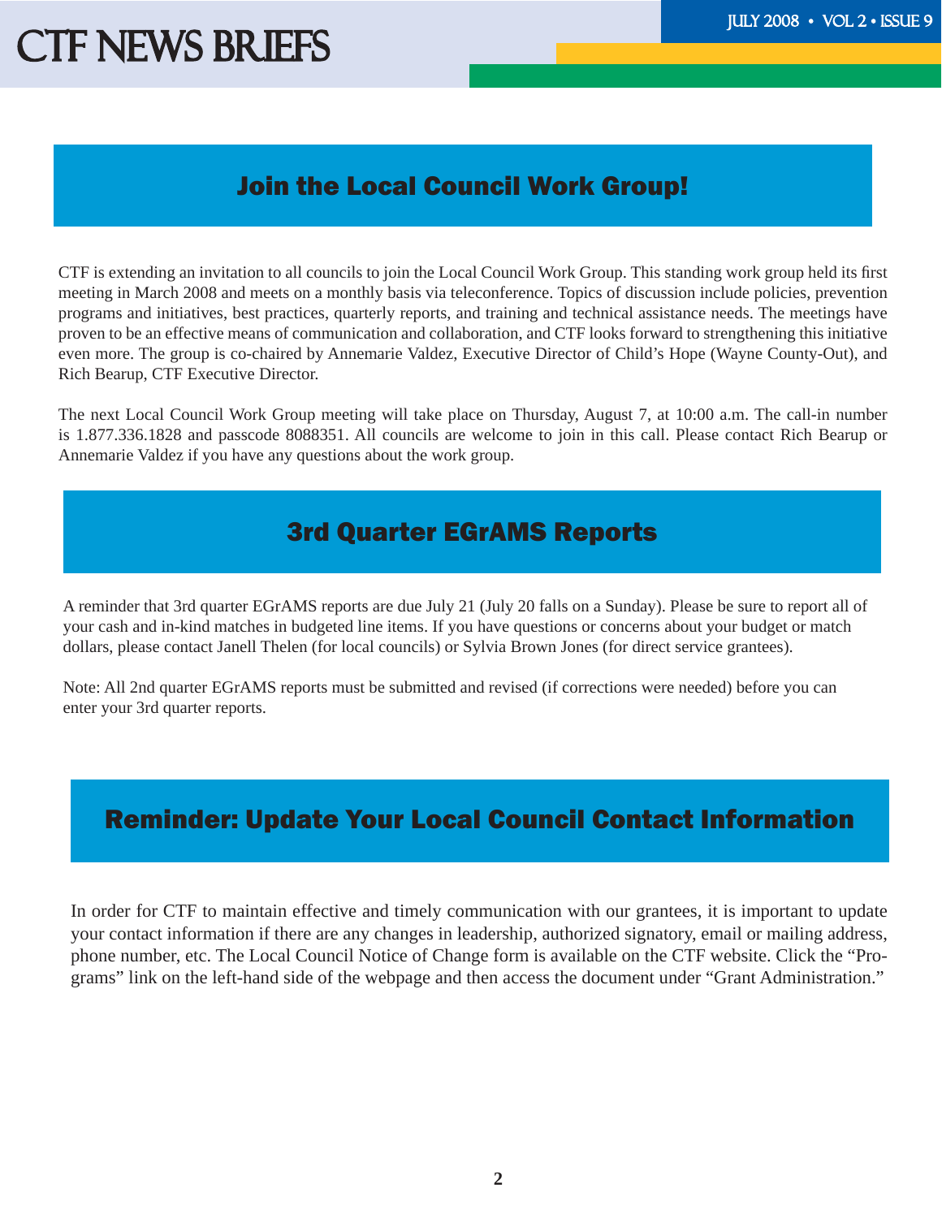## Join the Local Council Work Group!

CTF is extending an invitation to all councils to join the Local Council Work Group. This standing work group held its first meeting in March 2008 and meets on a monthly basis via teleconference. Topics of discussion include policies, prevention programs and initiatives, best practices, quarterly reports, and training and technical assistance needs. The meetings have proven to be an effective means of communication and collaboration, and CTF looks forward to strengthening this initiative even more. The group is co-chaired by Annemarie Valdez, Executive Director of Child's Hope (Wayne County-Out), and Rich Bearup, CTF Executive Director.

The next Local Council Work Group meeting will take place on Thursday, August 7, at 10:00 a.m. The call-in number is 1.877.336.1828 and passcode 8088351. All councils are welcome to join in this call. Please contact Rich Bearup or Annemarie Valdez if you have any questions about the work group.

## 3rd Quarter EGrAMS Reports

A reminder that 3rd quarter EGrAMS reports are due July 21 (July 20 falls on a Sunday). Please be sure to report all of your cash and in-kind matches in budgeted line items. If you have questions or concerns about your budget or match dollars, please contact Janell Thelen (for local councils) or Sylvia Brown Jones (for direct service grantees).

Note: All 2nd quarter EGrAMS reports must be submitted and revised (if corrections were needed) before you can enter your 3rd quarter reports.

## Reminder: Update Your Local Council Contact Information

In order for CTF to maintain effective and timely communication with our grantees, it is important to update your contact information if there are any changes in leadership, authorized signatory, email or mailing address, phone number, etc. The Local Council Notice of Change form is available on the CTF website. Click the "Programs" link on the left-hand side of the webpage and then access the document under "Grant Administration."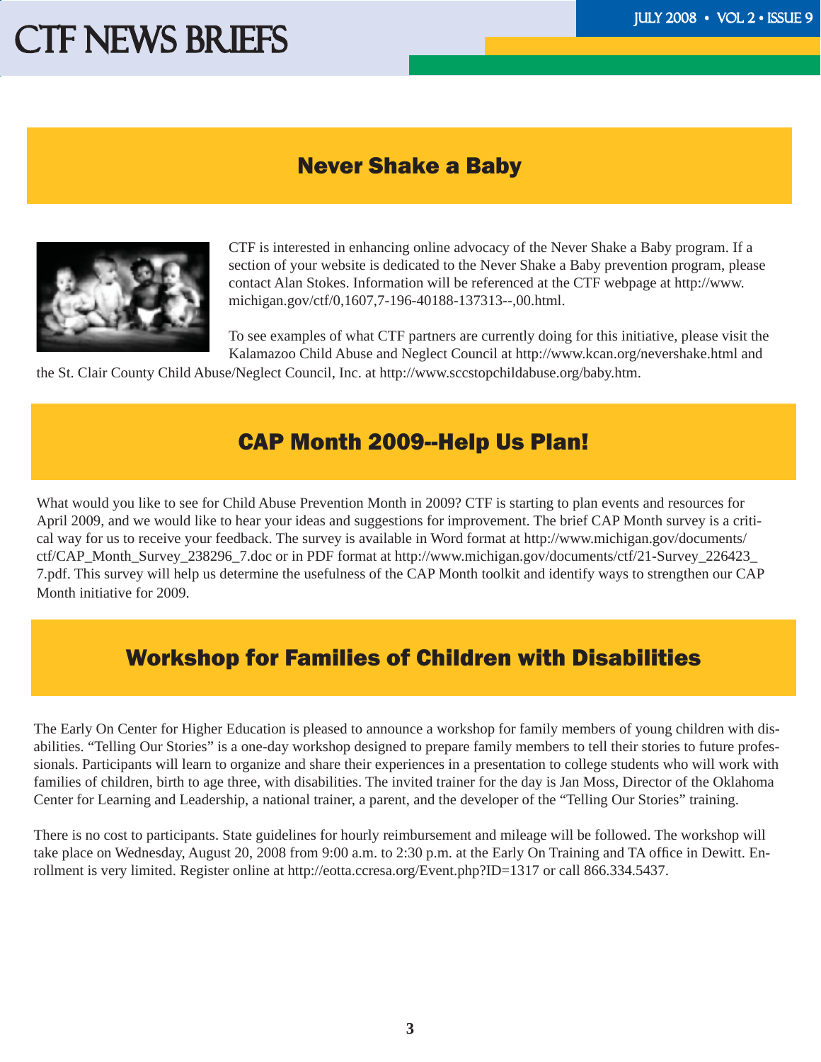## Never Shake a Baby

CTF is interested in enhancing online advocacy of the Never Shake a Baby program. If a section of your website is dedicated to the Never Shake a Baby prevention program, please contact Alan Stokes. Information will be referenced at the CTF webpage at http://www.michigan.gov/ctf/0,1607,7-196-40188-137313--,00.html.

To see examples of what CTF partners are currently doing for this initiative, please visit the Kalamazoo Child Abuse and Neglect Council at http://www.kcan.org/nevershake.html and the St. Clair County Child Abuse/Neglect Council, Inc. at http://www.sccstopchildabuse.org/baby.htm.

## CAP Month 2009--Help Us Plan!

What would you like to see for Child Abuse Prevention Month in 2009? CTF is starting to plan events and resources for April 2009, and we would like to hear your ideas and suggestions for improvement. The brief CAP Month survey is a critical way for us to receive your feedback. The survey is available in Word format at http://www.michigan.gov/documents/ctf/CAP_Month_Survey_238296_7.doc or in PDF format at http://www.michigan.gov/documents/ctf/21-Survey_226423_7.pdf. This survey will help us determine the usefulness of the CAP Month toolkit and identify ways to strengthen our CAP Month initiative for 2009.

## Workshop for Families of Children with Disabilities

The Early On Center for Higher Education is pleased to announce a workshop for family members of young children with disabilities. "Telling Our Stories" is a one-day workshop designed to prepare family members to tell their stories to future professionals. Participants will learn to organize and share their experiences in a presentation to college students who will work with families of children, birth to age three, with disabilities. The invited trainer for the day is Jan Moss, Director of the Oklahoma Center for Learning and Leadership, a national trainer, a parent, and the developer of the "Telling Our Stories" training.

There is no cost to participants. State guidelines for hourly reimbursement and mileage will be followed. The workshop will take place on Wednesday, August 20, 2008 from 9:00 a.m. to 2:30 p.m. at the Early On Training and TA office in Dewitt. Enrollment is very limited. Register online at http://eotta.ccresa.org/Event.php?ID=1317 or call 866.334.5437.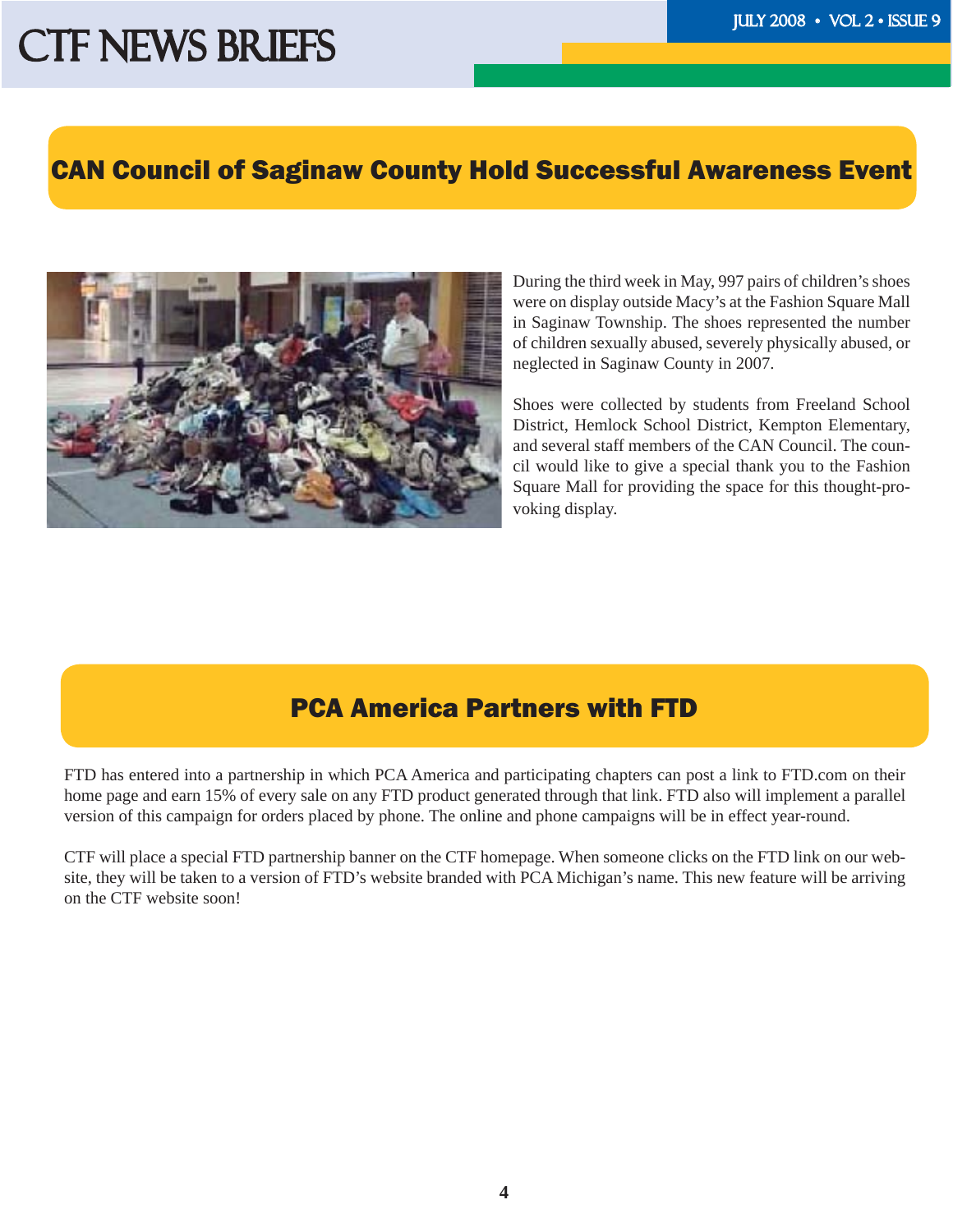## CAN Council of Saginaw County Hold Successful Awareness Event

During the third week in May, 997 pairs of children's shoes were on display outside Macy's at the Fashion Square Mall in Saginaw Township. The shoes represented the number of children sexually abused, severely physically abused, or neglected in Saginaw County in 2007.

Shoes were collected by students from Freeland School District, Hemlock School District, Kempton Elementary, and several staff members of the CAN Council. The council would like to give a special thank you to the Fashion Square Mall for providing the space for this thought-provoking display.

## PCA America Partners with FTD

FTD has entered into a partnership in which PCA America and participating chapters can post a link to FTD.com on their home page and earn 15% of every sale on any FTD product generated through that link. FTD also will implement a parallel version of this campaign for orders placed by phone. The online and phone campaigns will be in effect year-round.

CTF will place a special FTD partnership banner on the CTF homepage. When someone clicks on the FTD link on our website, they will be taken to a version of FTD's website branded with PCA Michigan's name. This new feature will be arriving on the CTF website soon!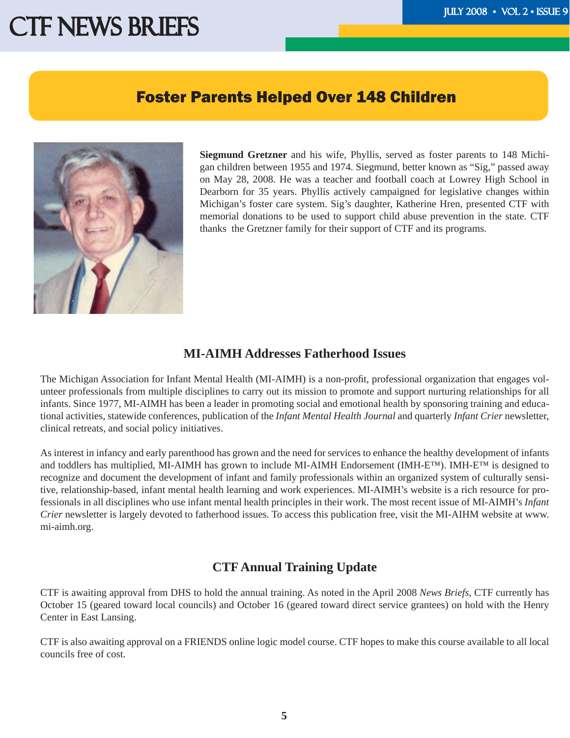## Foster Parents Helped Over 148 Children

**Siegmund Gretzner** and his wife, Phyllis, served as foster parents to 148 Michigan children between 1955 and 1974. Siegmund, better known as "Sig," passed away on May 28, 2008. He was a teacher and football coach at Lowrey High School in Dearborn for 35 years. Phyllis actively campaigned for legislative changes within Michigan's foster care system. Sig's daughter, Katherine Hren, presented CTF with memorial donations to be used to support child abuse prevention in the state. CTF thanks the Gretzner family for their support of CTF and its programs.

## MI-AIMH Addresses Fatherhood Issues

The Michigan Association for Infant Mental Health (MI-AIMH) is a non-profit, professional organization that engages volunteer professionals from multiple disciplines to carry out its mission to promote and support nurturing relationships for all infants. Since 1977, MI-AIMH has been a leader in promoting social and emotional health by sponsoring training and educational activities, statewide conferences, publication of the *Infant Mental Health Journal* and quarterly *Infant Crier* newsletter, clinical retreats, and social policy initiatives.

As interest in infancy and early parenthood has grown and the need for services to enhance the healthy development of infants and toddlers has multiplied, MI-AIMH has grown to include MI-AIMH Endorsement (IMH-E™). IMH-E™ is designed to recognize and document the development of infant and family professionals within an organized system of culturally sensitive, relationship-based, infant mental health learning and work experiences. MI-AIMH's website is a rich resource for professionals in all disciplines who use infant mental health principles in their work. The most recent issue of MI-AIMH's *Infant Crier* newsletter is largely devoted to fatherhood issues. To access this publication free, visit the MI-AIHM website at www.mi-aimh.org.

## CTF Annual Training Update

CTF is awaiting approval from DHS to hold the annual training. As noted in the April 2008 *News Briefs*, CTF currently has October 15 (geared toward local councils) and October 16 (geared toward direct service grantees) on hold with the Henry Center in East Lansing.

CTF is also awaiting approval on a FRIENDS online logic model course. CTF hopes to make this course available to all local councils free of cost.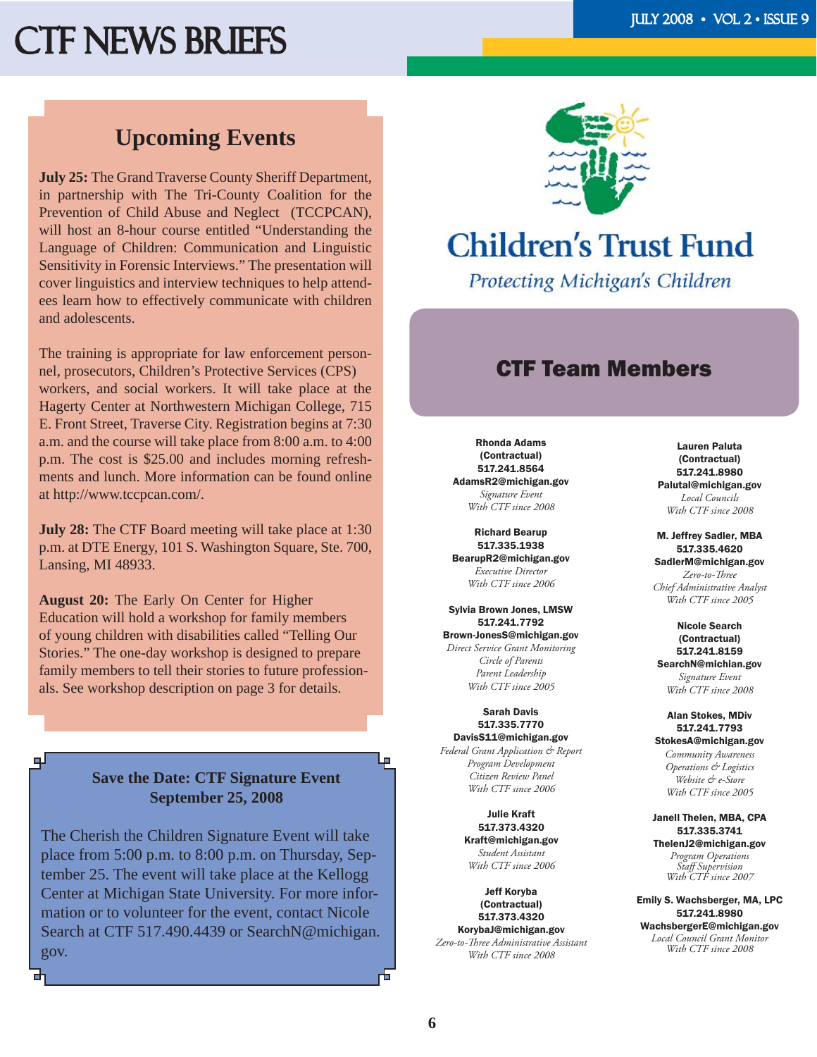# CTF NEWS BRIEFS

## Upcoming Events

**July 25:** The Grand Traverse County Sheriff Department, in partnership with The Tri-County Coalition for the Prevention of Child Abuse and Neglect (TCCPCAN), will host an 8-hour course entitled "Understanding the Language of Children: Communication and Linguistic Sensitivity in Forensic Interviews." The presentation will cover linguistics and interview techniques to help attendees learn how to effectively communicate with children and adolescents.

The training is appropriate for law enforcement personnel, prosecutors, Children's Protective Services (CPS) workers, and social workers. It will take place at the Hagerty Center at Northwestern Michigan College, 715 E. Front Street, Traverse City. Registration begins at 7:30 a.m. and the course will take place from 8:00 a.m. to 4:00 p.m. The cost is $25.00 and includes morning refreshments and lunch. More information can be found online at http://www.tccpcan.com/.

**July 28:** The CTF Board meeting will take place at 1:30 p.m. at DTE Energy, 101 S. Washington Square, Ste. 700, Lansing, MI 48933.

**August 20:** The Early On Center for Higher Education will hold a workshop for family members of young children with disabilities called "Telling Our Stories." The one-day workshop is designed to prepare family members to tell their stories to future professionals. See workshop description on page 3 for details.

### Save the Date: CTF Signature Event September 25, 2008

The Cherish the Children Signature Event will take place from 5:00 p.m. to 8:00 p.m. on Thursday, September 25. The event will take place at the Kellogg Center at Michigan State University. For more information or to volunteer for the event, contact Nicole Search at CTF 517.490.4439 or SearchN@michigan.gov.

# Children's Trust Fund

*Protecting Michigan's Children*

## CTF Team Members

**Rhonda Adams**
**(Contractual)**
**517.241.8564**
**AdamsR2@michigan.gov**
*Signature Event*
*With CTF since 2008*

**Richard Bearup**
**517.335.1938**
**BearupR2@michigan.gov**
*Executive Director*
*With CTF since 2006*

**Sylvia Brown Jones, LMSW**
**517.241.7792**
**Brown-JonesS@michigan.gov**
*Direct Service Grant Monitoring*
*Circle of Parents*
*Parent Leadership*
*With CTF since 2005*

**Sarah Davis**
**517.335.7770**
**DavisS11@michigan.gov**
*Federal Grant Application & Report*
*Program Development*
*Citizen Review Panel*
*With CTF since 2006*

**Julie Kraft**
**517.373.4320**
**Kraft@michigan.gov**
*Student Assistant*
*With CTF since 2006*

**Jeff Koryba**
**(Contractual)**
**517.373.4320**
**KorybaJ@michigan.gov**
*Zero-to-Three Administrative Assistant*
*With CTF since 2008*

**Lauren Paluta**
**(Contractual)**
**517.241.8980**
**Palutal@michigan.gov**
*Local Councils*
*With CTF since 2008*

**M. Jeffrey Sadler, MBA**
**517.335.4620**
**SadlerM@michigan.gov**
*Zero-to-Three*
*Chief Administrative Analyst*
*With CTF since 2005*

**Nicole Search**
**(Contractual)**
**517.241.8159**
**SearchN@michian.gov**
*Signature Event*
*With CTF since 2008*

**Alan Stokes, MDiv**
**517.241.7793**
**StokesA@michigan.gov**
*Community Awareness*
*Operations & Logistics*
*Website & e-Store*
*With CTF since 2005*

**Janell Thelen, MBA, CPA**
**517.335.3741**
**ThelenJ2@michigan.gov**
*Program Operations*
*Staff Supervision*
*With CTF since 2007*

**Emily S. Wachsberger, MA, LPC**
**517.241.8980**
**WachsbergerE@michigan.gov**
*Local Council Grant Monitor*
*With CTF since 2008*